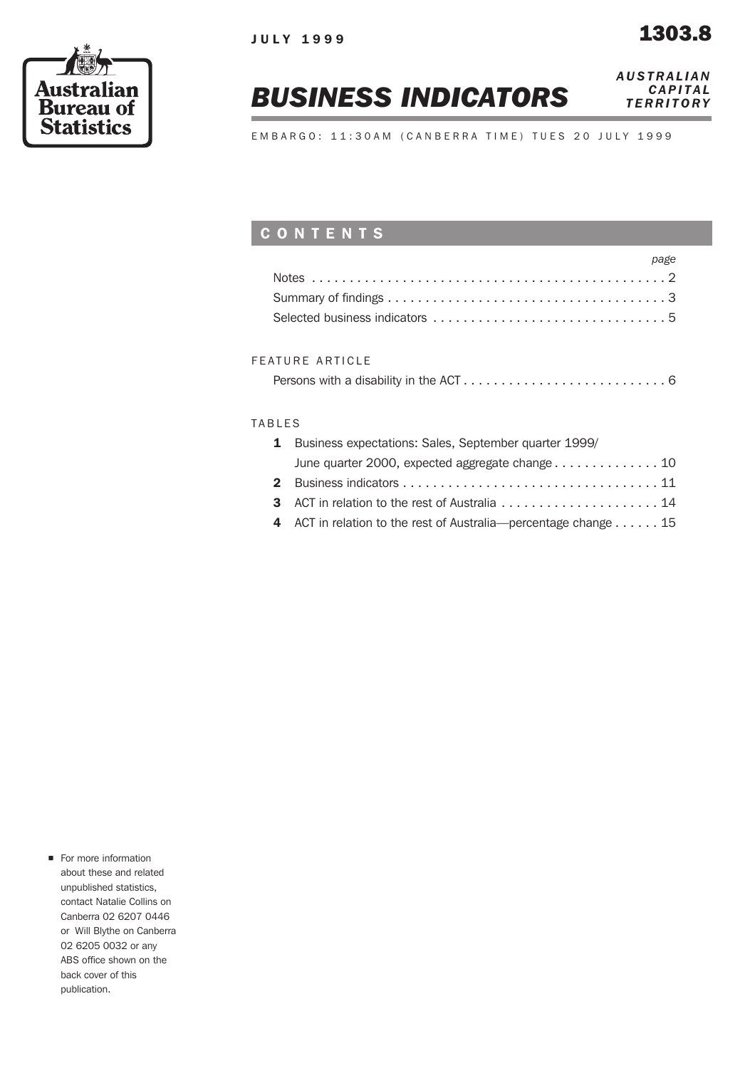JULY 1999

1303.8

Australian Bureau of Statistics

# BUSINESS INDICATORS

*AUSTRALIAN CAPITAL TERRITORY*

EMBARGO: 11:30AM (CANBERRA TIME) TUES 20 JULY 1999

## CONTENTS

| | page |
|---|---|
| Notes | 2 |
| Summary of findings | 3 |
| Selected business indicators | 5 |

FEATURE ARTICLE

| | |
|---|---|
| Persons with a disability in the ACT | 6 |

TABLES

| | | |
|---|---|---|
| **1** | Business expectations: Sales, September quarter 1999/ June quarter 2000, expected aggregate change | 10 |
| **2** | Business indicators | 11 |
| **3** | ACT in relation to the rest of Australia | 14 |
| **4** | ACT in relation to the rest of Australia—percentage change | 15 |

- For more information about these and related unpublished statistics, contact Natalie Collins on Canberra 02 6207 0446 or Will Blythe on Canberra 02 6205 0032 or any ABS office shown on the back cover of this publication.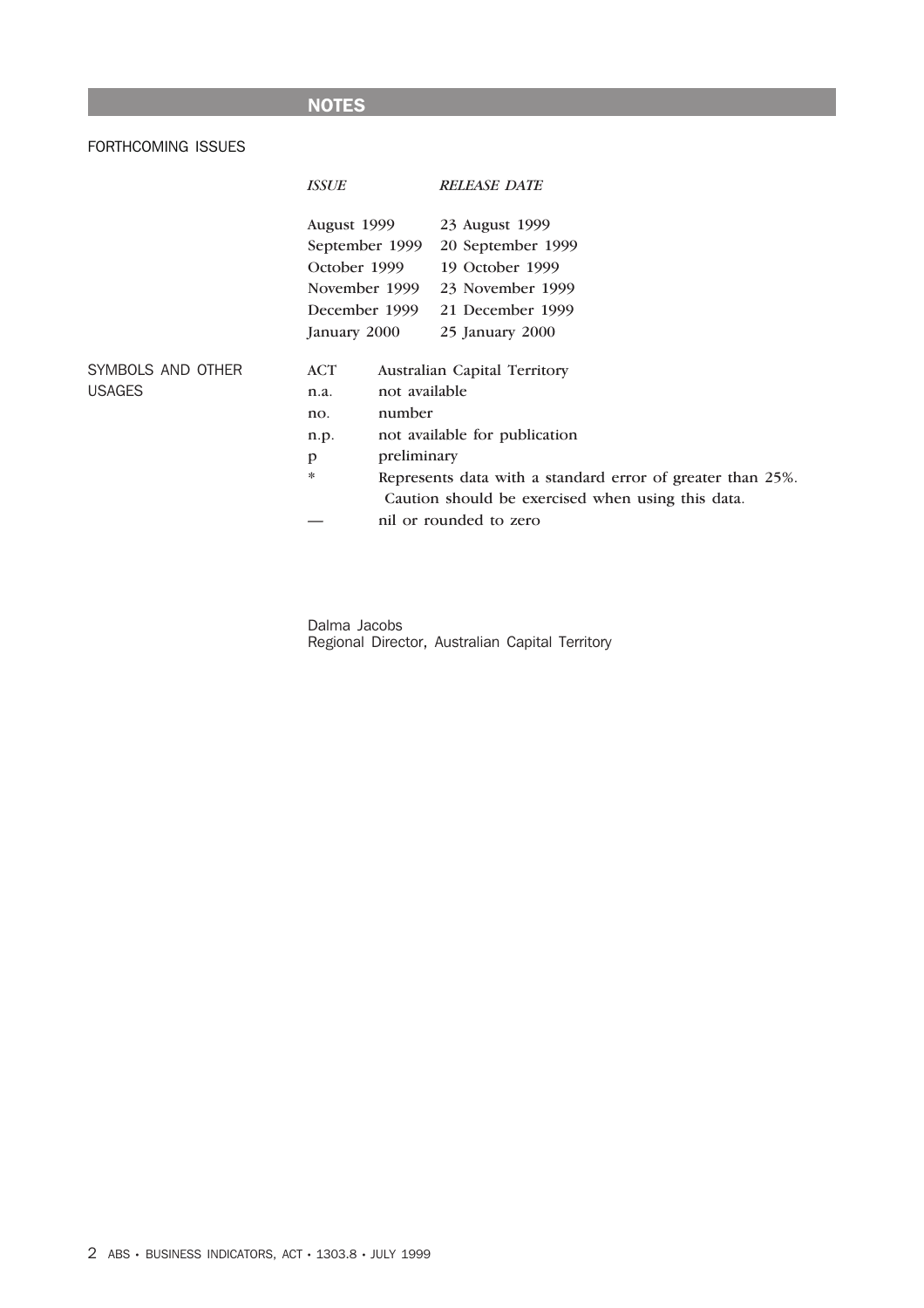# NOTES

## FORTHCOMING ISSUES

| *ISSUE* | *RELEASE DATE* |
|---|---|
| August 1999 | 23 August 1999 |
| September 1999 | 20 September 1999 |
| October 1999 | 19 October 1999 |
| November 1999 | 23 November 1999 |
| December 1999 | 21 December 1999 |
| January 2000 | 25 January 2000 |

## SYMBOLS AND OTHER USAGES

| | |
|---|---|
| ACT | Australian Capital Territory |
| n.a. | not available |
| no. | number |
| n.p. | not available for publication |
| p | preliminary |
| * | Represents data with a standard error of greater than 25%. Caution should be exercised when using this data. |
| — | nil or rounded to zero |

Dalma Jacobs
Regional Director, Australian Capital Territory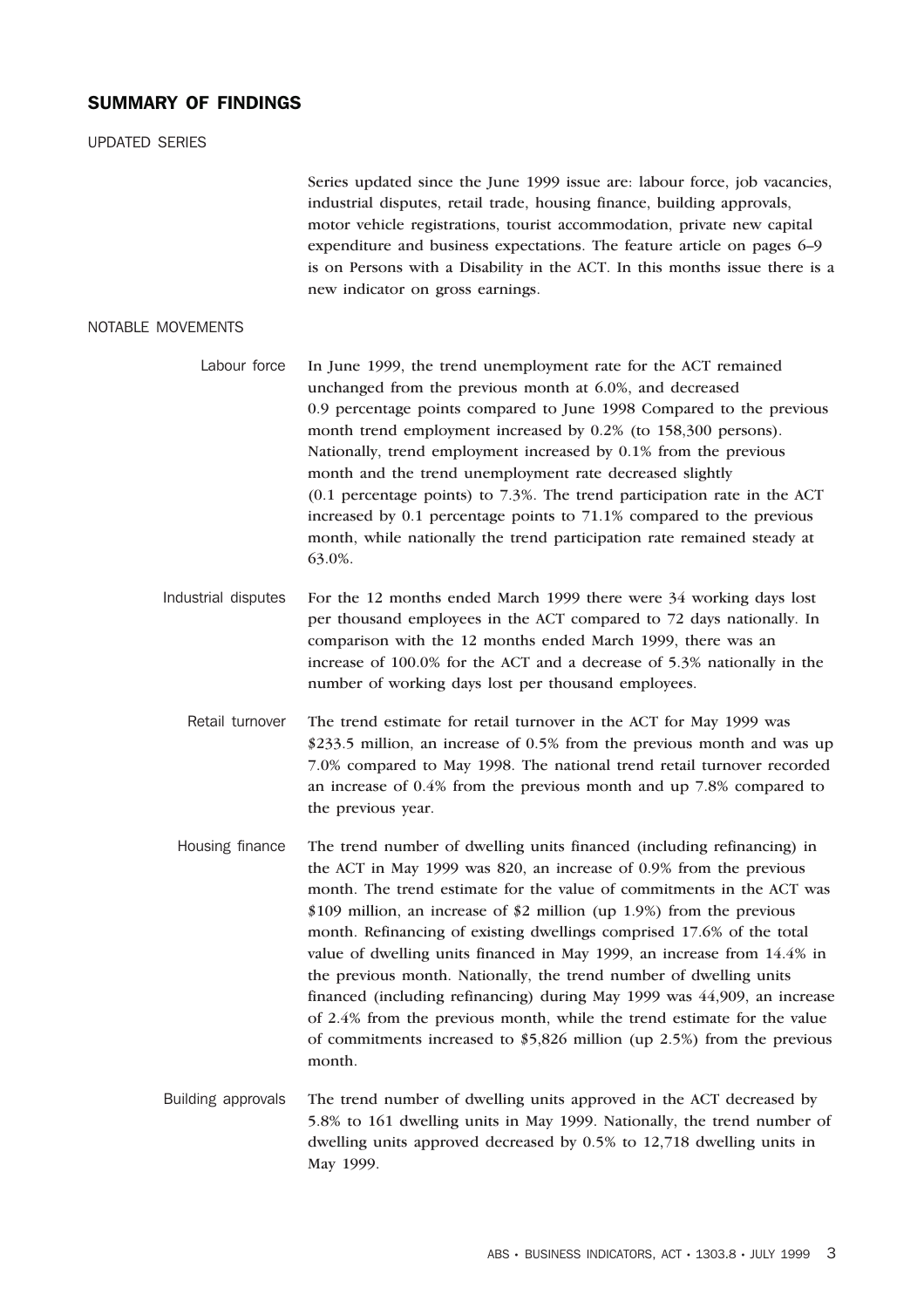## SUMMARY OF FINDINGS

### UPDATED SERIES

Series updated since the June 1999 issue are: labour force, job vacancies, industrial disputes, retail trade, housing finance, building approvals, motor vehicle registrations, tourist accommodation, private new capital expenditure and business expectations. The feature article on pages 6–9 is on Persons with a Disability in the ACT. In this months issue there is a new indicator on gross earnings.

### NOTABLE MOVEMENTS

**Labour force**

In June 1999, the trend unemployment rate for the ACT remained unchanged from the previous month at 6.0%, and decreased 0.9 percentage points compared to June 1998 Compared to the previous month trend employment increased by 0.2% (to 158,300 persons). Nationally, trend employment increased by 0.1% from the previous month and the trend unemployment rate decreased slightly (0.1 percentage points) to 7.3%. The trend participation rate in the ACT increased by 0.1 percentage points to 71.1% compared to the previous month, while nationally the trend participation rate remained steady at 63.0%.

**Industrial disputes**

For the 12 months ended March 1999 there were 34 working days lost per thousand employees in the ACT compared to 72 days nationally. In comparison with the 12 months ended March 1999, there was an increase of 100.0% for the ACT and a decrease of 5.3% nationally in the number of working days lost per thousand employees.

**Retail turnover**

The trend estimate for retail turnover in the ACT for May 1999 was $233.5 million, an increase of 0.5% from the previous month and was up 7.0% compared to May 1998. The national trend retail turnover recorded an increase of 0.4% from the previous month and up 7.8% compared to the previous year.

**Housing finance**

The trend number of dwelling units financed (including refinancing) in the ACT in May 1999 was 820, an increase of 0.9% from the previous month. The trend estimate for the value of commitments in the ACT was $109 million, an increase of $2 million (up 1.9%) from the previous month. Refinancing of existing dwellings comprised 17.6% of the total value of dwelling units financed in May 1999, an increase from 14.4% in the previous month. Nationally, the trend number of dwelling units financed (including refinancing) during May 1999 was 44,909, an increase of 2.4% from the previous month, while the trend estimate for the value of commitments increased to $5,826 million (up 2.5%) from the previous month.

**Building approvals**

The trend number of dwelling units approved in the ACT decreased by 5.8% to 161 dwelling units in May 1999. Nationally, the trend number of dwelling units approved decreased by 0.5% to 12,718 dwelling units in May 1999.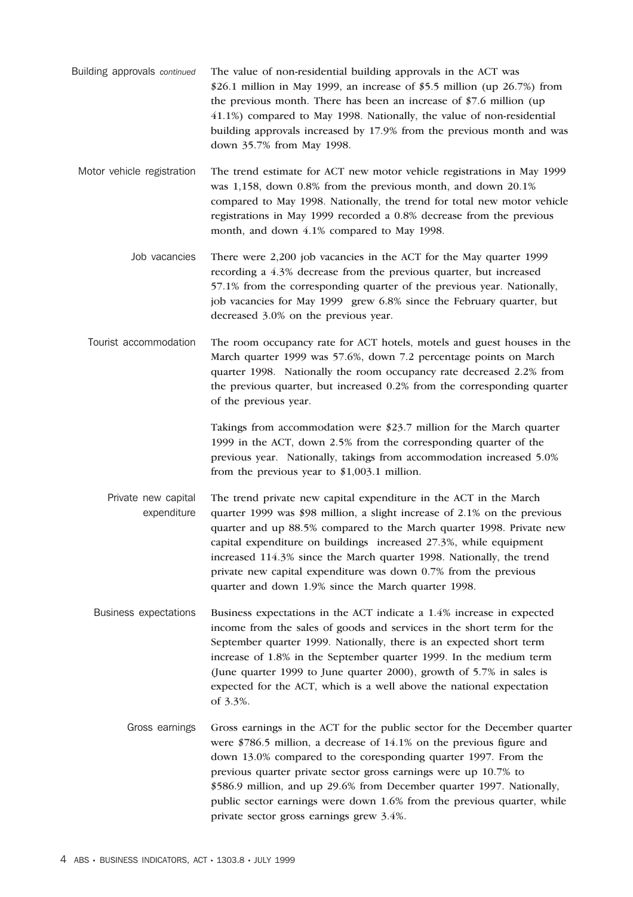### Building approvals *continued*

The value of non-residential building approvals in the ACT was $26.1 million in May 1999, an increase of $5.5 million (up 26.7%) from the previous month. There has been an increase of $7.6 million (up 41.1%) compared to May 1998. Nationally, the value of non-residential building approvals increased by 17.9% from the previous month and was down 35.7% from May 1998.

### Motor vehicle registration

The trend estimate for ACT new motor vehicle registrations in May 1999 was 1,158, down 0.8% from the previous month, and down 20.1% compared to May 1998. Nationally, the trend for total new motor vehicle registrations in May 1999 recorded a 0.8% decrease from the previous month, and down 4.1% compared to May 1998.

### Job vacancies

There were 2,200 job vacancies in the ACT for the May quarter 1999 recording a 4.3% decrease from the previous quarter, but increased 57.1% from the corresponding quarter of the previous year. Nationally, job vacancies for May 1999 grew 6.8% since the February quarter, but decreased 3.0% on the previous year.

### Tourist accommodation

The room occupancy rate for ACT hotels, motels and guest houses in the March quarter 1999 was 57.6%, down 7.2 percentage points on March quarter 1998. Nationally the room occupancy rate decreased 2.2% from the previous quarter, but increased 0.2% from the corresponding quarter of the previous year.

Takings from accommodation were $23.7 million for the March quarter 1999 in the ACT, down 2.5% from the corresponding quarter of the previous year. Nationally, takings from accommodation increased 5.0% from the previous year to $1,003.1 million.

### Private new capital expenditure

The trend private new capital expenditure in the ACT in the March quarter 1999 was $98 million, a slight increase of 2.1% on the previous quarter and up 88.5% compared to the March quarter 1998. Private new capital expenditure on buildings increased 27.3%, while equipment increased 114.3% since the March quarter 1998. Nationally, the trend private new capital expenditure was down 0.7% from the previous quarter and down 1.9% since the March quarter 1998.

### Business expectations

Business expectations in the ACT indicate a 1.4% increase in expected income from the sales of goods and services in the short term for the September quarter 1999. Nationally, there is an expected short term increase of 1.8% in the September quarter 1999. In the medium term (June quarter 1999 to June quarter 2000), growth of 5.7% in sales is expected for the ACT, which is a well above the national expectation of 3.3%.

### Gross earnings

Gross earnings in the ACT for the public sector for the December quarter were $786.5 million, a decrease of 14.1% on the previous figure and down 13.0% compared to the coresponding quarter 1997. From the previous quarter private sector gross earnings were up 10.7% to $586.9 million, and up 29.6% from December quarter 1997. Nationally, public sector earnings were down 1.6% from the previous quarter, while private sector gross earnings grew 3.4%.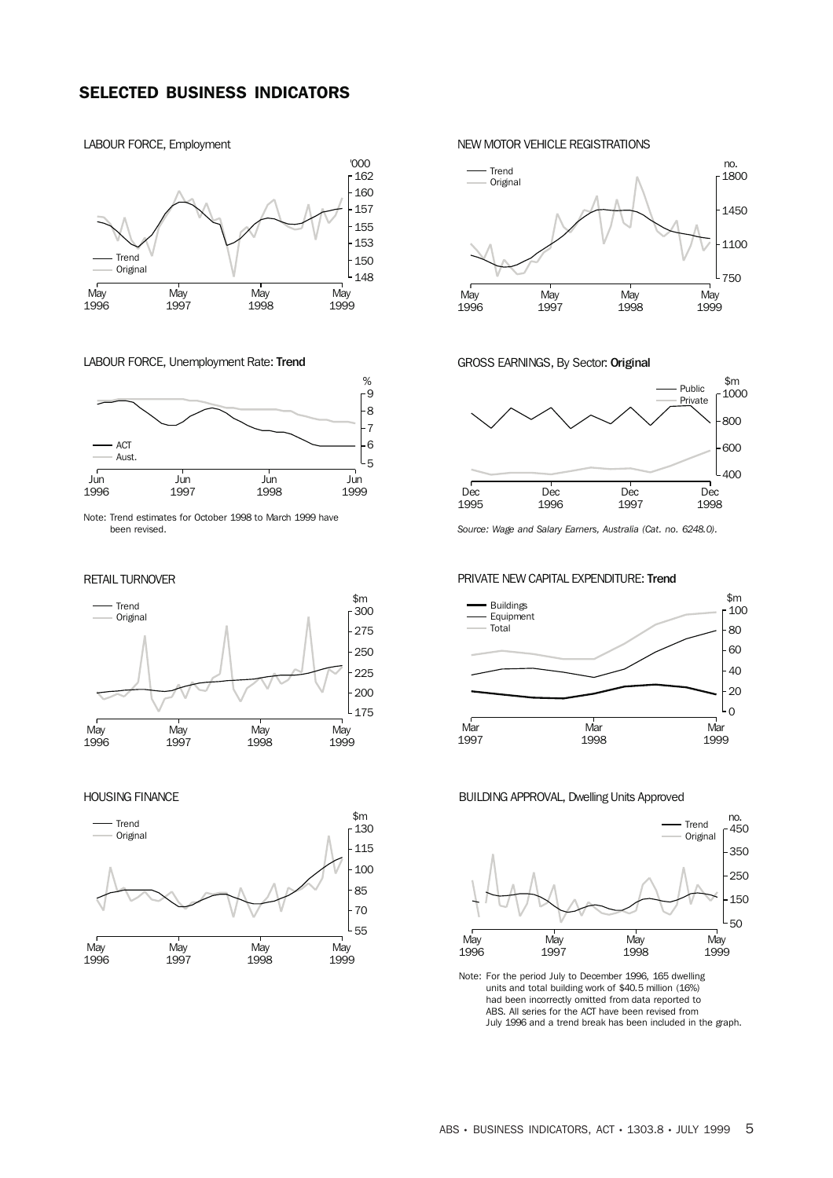## SELECTED BUSINESS INDICATORS

LABOUR FORCE, Employment

'000
162
160
157
155
153
150
148

Trend
Original

May 1996
May 1997
May 1998
May 1999

NEW MOTOR VEHICLE REGISTRATIONS

no.
1800
1450
1100
750

Trend
Original

May 1996
May 1997
May 1998
May 1999

LABOUR FORCE, Unemployment Rate: **Trend**

%
9
8
7
6
5

ACT
Aust.

Jun 1996
Jun 1997
Jun 1998
Jun 1999

Note: Trend estimates for October 1998 to March 1999 have been revised.

GROSS EARNINGS, By Sector: **Original**

$m
1000
800
600
400

Public
Private

Dec 1995
Dec 1996
Dec 1997
Dec 1998

*Source: Wage and Salary Earners, Australia (Cat. no. 6248.0).*

RETAIL TURNOVER

$m
300
275
250
225
200
175

Trend
Original

May 1996
May 1997
May 1998
May 1999

PRIVATE NEW CAPITAL EXPENDITURE: **Trend**

$m
100
80
60
40
20
0

Buildings
Equipment
Total

Mar 1997
Mar 1998
Mar 1999

HOUSING FINANCE

$m
130
115
100
85
70
55

Trend
Original

May 1996
May 1997
May 1998
May 1999

BUILDING APPROVAL, Dwelling Units Approved

no.
450
350
250
150
50

Trend
Original

May 1996
May 1997
May 1998
May 1999

Note: For the period July to December 1996, 165 dwelling units and total building work of $40.5 million (16%) had been incorrectly omitted from data reported to ABS. All series for the ACT have been revised from July 1996 and a trend break has been included in the graph.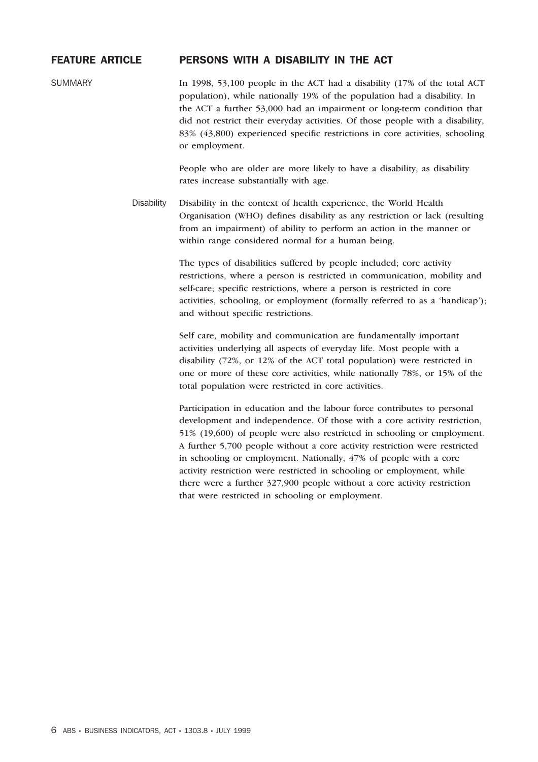## FEATURE ARTICLE — PERSONS WITH A DISABILITY IN THE ACT

### SUMMARY

In 1998, 53,100 people in the ACT had a disability (17% of the total ACT population), while nationally 19% of the population had a disability. In the ACT a further 53,000 had an impairment or long-term condition that did not restrict their everyday activities. Of those people with a disability, 83% (43,800) experienced specific restrictions in core activities, schooling or employment.

People who are older are more likely to have a disability, as disability rates increase substantially with age.

#### Disability

Disability in the context of health experience, the World Health Organisation (WHO) defines disability as any restriction or lack (resulting from an impairment) of ability to perform an action in the manner or within range considered normal for a human being.

The types of disabilities suffered by people included; core activity restrictions, where a person is restricted in communication, mobility and self-care; specific restrictions, where a person is restricted in core activities, schooling, or employment (formally referred to as a 'handicap'); and without specific restrictions.

Self care, mobility and communication are fundamentally important activities underlying all aspects of everyday life. Most people with a disability (72%, or 12% of the ACT total population) were restricted in one or more of these core activities, while nationally 78%, or 15% of the total population were restricted in core activities.

Participation in education and the labour force contributes to personal development and independence. Of those with a core activity restriction, 51% (19,600) of people were also restricted in schooling or employment. A further 5,700 people without a core activity restriction were restricted in schooling or employment. Nationally, 47% of people with a core activity restriction were restricted in schooling or employment, while there were a further 327,900 people without a core activity restriction that were restricted in schooling or employment.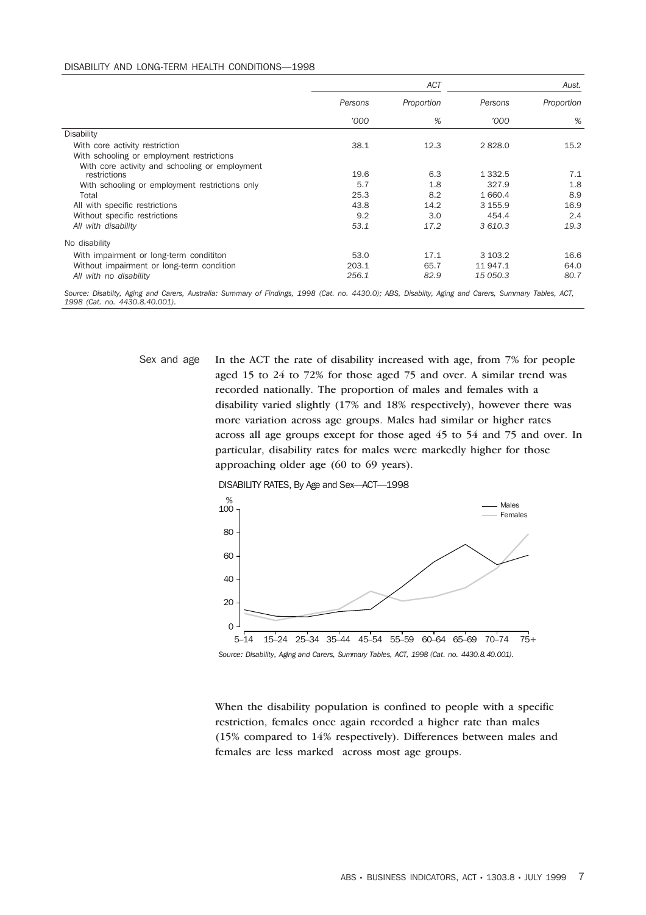DISABILITY AND LONG-TERM HEALTH CONDITIONS—1998

| | ACT | | Aust. | |
|---|---|---|---|---|
| | *Persons* | *Proportion* | *Persons* | *Proportion* |
| | *'000* | *%* | *'000* | *%* |
| Disability | | | | |
| With core activity restriction | 38.1 | 12.3 | 2 828.0 | 15.2 |
| With schooling or employment restrictions | | | | |
| With core activity and schooling or employment restrictions | 19.6 | 6.3 | 1 332.5 | 7.1 |
| With schooling or employment restrictions only | 5.7 | 1.8 | 327.9 | 1.8 |
| Total | 25.3 | 8.2 | 1 660.4 | 8.9 |
| All with specific restrictions | 43.8 | 14.2 | 3 155.9 | 16.9 |
| Without specific restrictions | 9.2 | 3.0 | 454.4 | 2.4 |
| *All with disability* | *53.1* | *17.2* | *3 610.3* | *19.3* |
| No disability | | | | |
| With impairment or long-term condititon | 53.0 | 17.1 | 3 103.2 | 16.6 |
| Without impairment or long-term condition | 203.1 | 65.7 | 11 947.1 | 64.0 |
| *All with no disability* | *256.1* | *82.9* | *15 050.3* | *80.7* |

*Source: Disabilty, Aging and Carers, Australia: Summary of Findings, 1998 (Cat. no. 4430.0); ABS, Disabilty, Aging and Carers, Summary Tables, ACT, 1998 (Cat. no. 4430.8.40.001).*

## Sex and age

In the ACT the rate of disability increased with age, from 7% for people aged 15 to 24 to 72% for those aged 75 and over. A similar trend was recorded nationally. The proportion of males and females with a disability varied slightly (17% and 18% respectively), however there was more variation across age groups. Males had similar or higher rates across all age groups except for those aged 45 to 54 and 75 and over. In particular, disability rates for males were markedly higher for those approaching older age (60 to 69 years).

DISABILITY RATES, By Age and Sex—ACT—1998

%
100
80
60
40
20
0
5–14 15–24 25–34 35–44 45–54 55–59 60–64 65–69 70–74 75+
Males
Females

*Source: Disability, Aging and Carers, Summary Tables, ACT, 1998 (Cat. no. 4430.8.40.001).*

When the disability population is confined to people with a specific restriction, females once again recorded a higher rate than males (15% compared to 14% respectively). Differences between males and females are less marked across most age groups.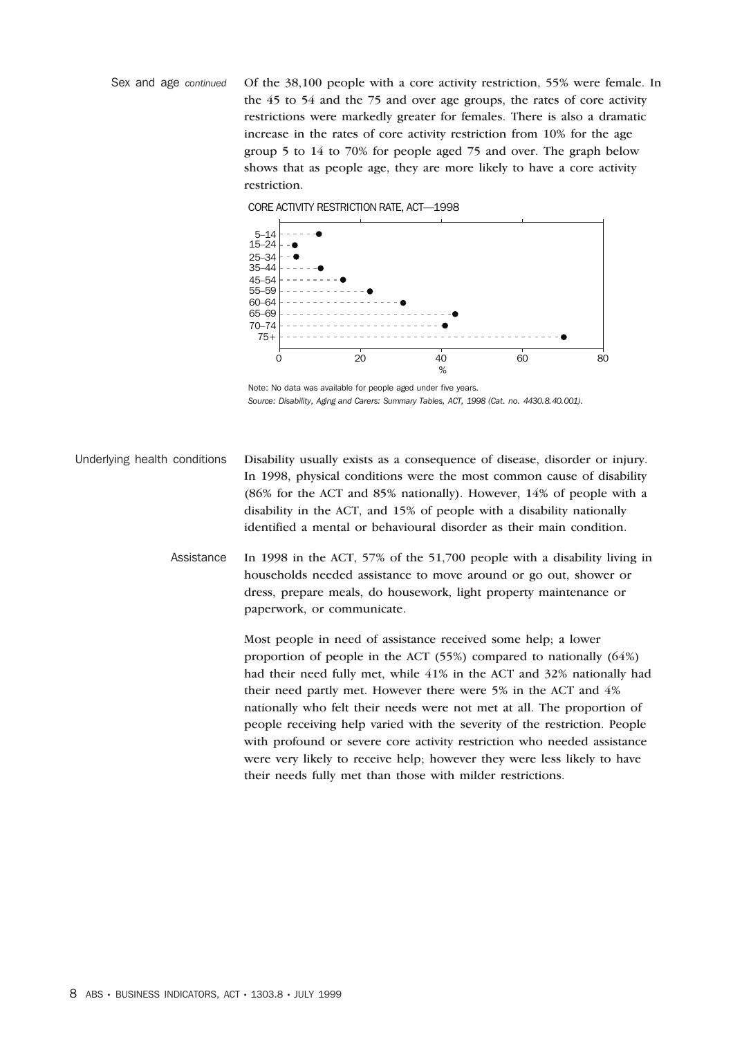Sex and age *continued*

Of the 38,100 people with a core activity restriction, 55% were female. In the 45 to 54 and the 75 and over age groups, the rates of core activity restrictions were markedly greater for females. There is also a dramatic increase in the rates of core activity restriction from 10% for the age group 5 to 14 to 70% for people aged 75 and over. The graph below shows that as people age, they are more likely to have a core activity restriction.

CORE ACTIVITY RESTRICTION RATE, ACT—1998

Note: No data was available for people aged under five years.

*Source: Disability, Aging and Carers: Summary Tables, ACT, 1998 (Cat. no. 4430.8.40.001).*

Underlying health conditions

Disability usually exists as a consequence of disease, disorder or injury. In 1998, physical conditions were the most common cause of disability (86% for the ACT and 85% nationally). However, 14% of people with a disability in the ACT, and 15% of people with a disability nationally identified a mental or behavioural disorder as their main condition.

Assistance

In 1998 in the ACT, 57% of the 51,700 people with a disability living in households needed assistance to move around or go out, shower or dress, prepare meals, do housework, light property maintenance or paperwork, or communicate.

Most people in need of assistance received some help; a lower proportion of people in the ACT (55%) compared to nationally (64%) had their need fully met, while 41% in the ACT and 32% nationally had their need partly met. However there were 5% in the ACT and 4% nationally who felt their needs were not met at all. The proportion of people receiving help varied with the severity of the restriction. People with profound or severe core activity restriction who needed assistance were very likely to receive help; however they were less likely to have their needs fully met than those with milder restrictions.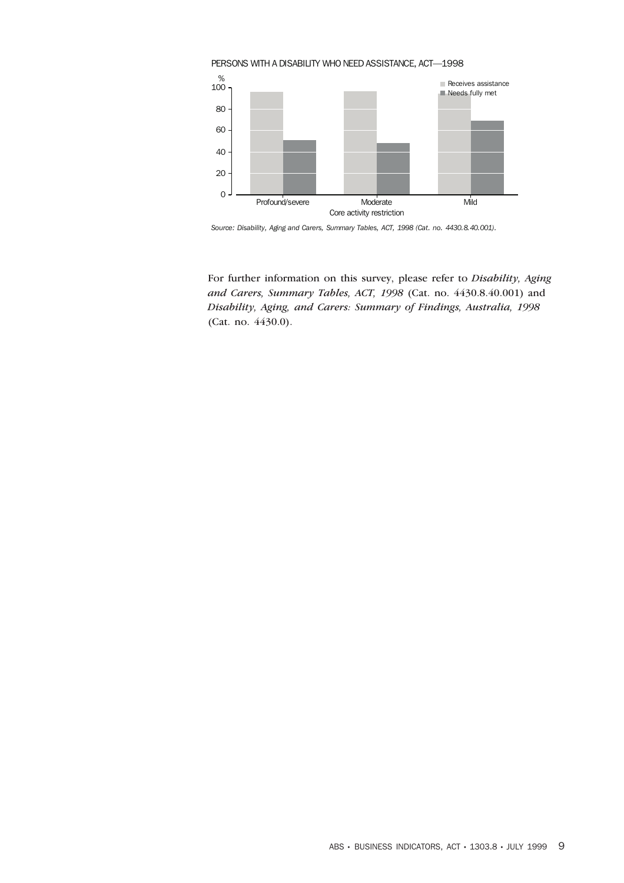PERSONS WITH A DISABILITY WHO NEED ASSISTANCE, ACT—1998

%
100
80
60
40
20
0

Receives assistance
Needs fully met

Profound/severe
Moderate
Mild
Core activity restriction

*Source: Disability, Aging and Carers, Summary Tables, ACT, 1998 (Cat. no. 4430.8.40.001).*

For further information on this survey, please refer to ***Disability, Aging and Carers, Summary Tables, ACT, 1998*** (Cat. no. 4430.8.40.001) and ***Disability, Aging, and Carers: Summary of Findings, Australia, 1998*** (Cat. no. 4430.0).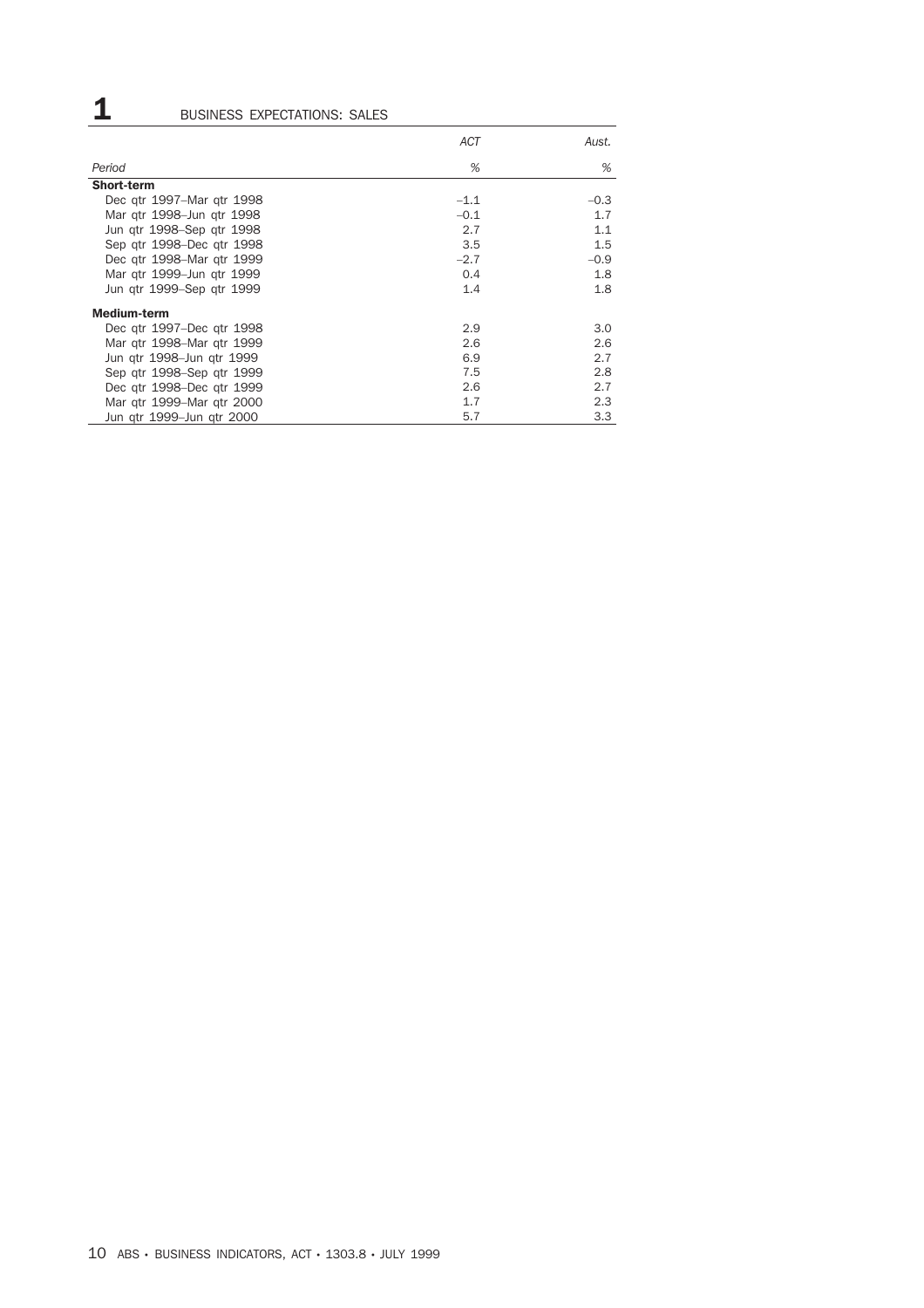# 1 BUSINESS EXPECTATIONS: SALES

| | ACT | Aust. |
|---|---|---|
| *Period* | *%* | *%* |
| **Short-term** | | |
| Dec qtr 1997–Mar qtr 1998 | –1.1 | –0.3 |
| Mar qtr 1998–Jun qtr 1998 | –0.1 | 1.7 |
| Jun qtr 1998–Sep qtr 1998 | 2.7 | 1.1 |
| Sep qtr 1998–Dec qtr 1998 | 3.5 | 1.5 |
| Dec qtr 1998–Mar qtr 1999 | –2.7 | –0.9 |
| Mar qtr 1999–Jun qtr 1999 | 0.4 | 1.8 |
| Jun qtr 1999–Sep qtr 1999 | 1.4 | 1.8 |
| **Medium-term** | | |
| Dec qtr 1997–Dec qtr 1998 | 2.9 | 3.0 |
| Mar qtr 1998–Mar qtr 1999 | 2.6 | 2.6 |
| Jun qtr 1998–Jun qtr 1999 | 6.9 | 2.7 |
| Sep qtr 1998–Sep qtr 1999 | 7.5 | 2.8 |
| Dec qtr 1998–Dec qtr 1999 | 2.6 | 2.7 |
| Mar qtr 1999–Mar qtr 2000 | 1.7 | 2.3 |
| Jun qtr 1999–Jun qtr 2000 | 5.7 | 3.3 |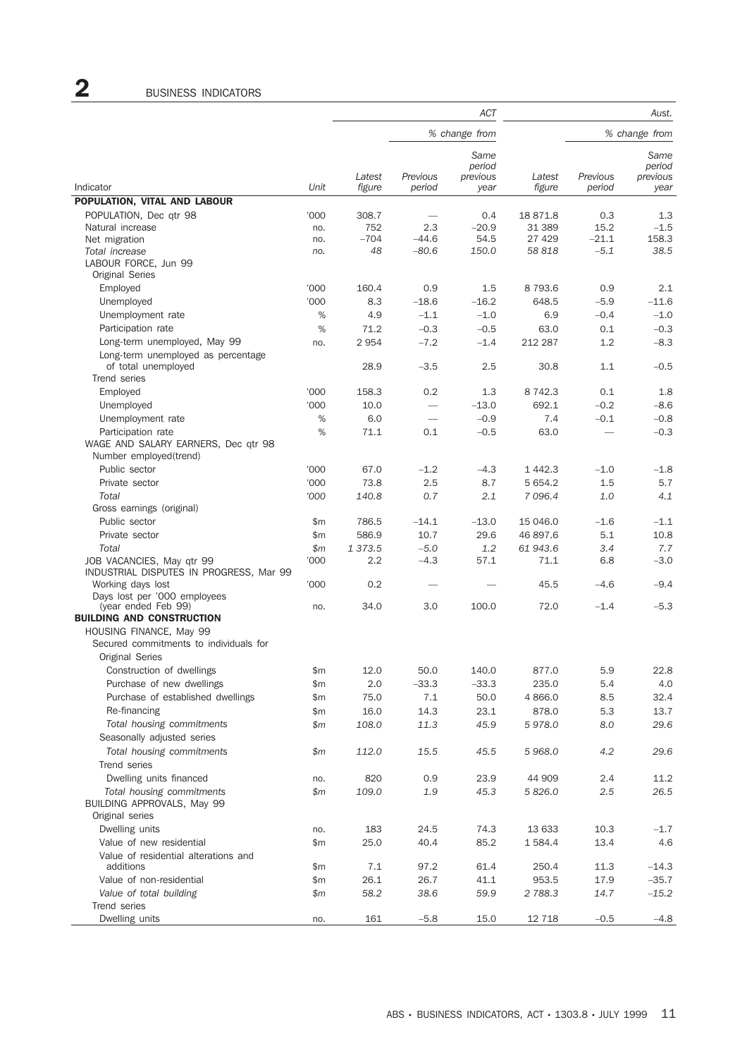# 2 BUSINESS INDICATORS

| Indicator | Unit | ACT Latest figure | ACT % change from Previous period | ACT % change from Same period previous year | Aust. Latest figure | Aust. % change from Previous period | Aust. % change from Same period previous year |
|---|---|---|---|---|---|---|---|
| **POPULATION, VITAL AND LABOUR** | | | | | | | |
| POPULATION, Dec qtr 98 | '000 | 308.7 | — | 0.4 | 18 871.8 | 0.3 | 1.3 |
| Natural increase | no. | 752 | 2.3 | −20.9 | 31 389 | 15.2 | −1.5 |
| Net migration | no. | −704 | −44.6 | 54.5 | 27 429 | −21.1 | 158.3 |
| *Total increase* | *no.* | *48* | *−80.6* | *150.0* | *58 818* | *−5.1* | *38.5* |
| LABOUR FORCE, Jun 99 | | | | | | | |
| Original Series | | | | | | | |
| Employed | '000 | 160.4 | 0.9 | 1.5 | 8 793.6 | 0.9 | 2.1 |
| Unemployed | '000 | 8.3 | −18.6 | −16.2 | 648.5 | −5.9 | −11.6 |
| Unemployment rate | % | 4.9 | −1.1 | −1.0 | 6.9 | −0.4 | −1.0 |
| Participation rate | % | 71.2 | −0.3 | −0.5 | 63.0 | 0.1 | −0.3 |
| Long-term unemployed, May 99 | no. | 2 954 | −7.2 | −1.4 | 212 287 | 1.2 | −8.3 |
| Long-term unemployed as percentage of total unemployed | | 28.9 | −3.5 | 2.5 | 30.8 | 1.1 | −0.5 |
| Trend series | | | | | | | |
| Employed | '000 | 158.3 | 0.2 | 1.3 | 8 742.3 | 0.1 | 1.8 |
| Unemployed | '000 | 10.0 | — | −13.0 | 692.1 | −0.2 | −8.6 |
| Unemployment rate | % | 6.0 | — | −0.9 | 7.4 | −0.1 | −0.8 |
| Participation rate | % | 71.1 | 0.1 | −0.5 | 63.0 | — | −0.3 |
| WAGE AND SALARY EARNERS, Dec qtr 98 | | | | | | | |
| Number employed(trend) | | | | | | | |
| Public sector | '000 | 67.0 | −1.2 | −4.3 | 1 442.3 | −1.0 | −1.8 |
| Private sector | '000 | 73.8 | 2.5 | 8.7 | 5 654.2 | 1.5 | 5.7 |
| *Total* | *'000* | *140.8* | *0.7* | *2.1* | *7 096.4* | *1.0* | *4.1* |
| Gross earnings (original) | | | | | | | |
| Public sector | $m | 786.5 | −14.1 | −13.0 | 15 046.0 | −1.6 | −1.1 |
| Private sector | $m | 586.9 | 10.7 | 29.6 | 46 897.6 | 5.1 | 10.8 |
| *Total* | *$m* | *1 373.5* | *−5.0* | *1.2* | *61 943.6* | *3.4* | *7.7* |
| JOB VACANCIES, May qtr 99 | '000 | 2.2 | −4.3 | 57.1 | 71.1 | 6.8 | −3.0 |
| INDUSTRIAL DISPUTES IN PROGRESS, Mar 99 | | | | | | | |
| Working days lost | '000 | 0.2 | — | — | 45.5 | −4.6 | −9.4 |
| Days lost per '000 employees (year ended Feb 99) | no. | 34.0 | 3.0 | 100.0 | 72.0 | −1.4 | −5.3 |
| **BUILDING AND CONSTRUCTION** | | | | | | | |
| HOUSING FINANCE, May 99 | | | | | | | |
| Secured commitments to individuals for | | | | | | | |
| Original Series | | | | | | | |
| Construction of dwellings | $m | 12.0 | 50.0 | 140.0 | 877.0 | 5.9 | 22.8 |
| Purchase of new dwellings | $m | 2.0 | −33.3 | −33.3 | 235.0 | 5.4 | 4.0 |
| Purchase of established dwellings | $m | 75.0 | 7.1 | 50.0 | 4 866.0 | 8.5 | 32.4 |
| Re-financing | $m | 16.0 | 14.3 | 23.1 | 878.0 | 5.3 | 13.7 |
| *Total housing commitments* | *$m* | *108.0* | *11.3* | *45.9* | *5 978.0* | *8.0* | *29.6* |
| Seasonally adjusted series | | | | | | | |
| *Total housing commitments* | *$m* | *112.0* | *15.5* | *45.5* | *5 968.0* | *4.2* | *29.6* |
| Trend series | | | | | | | |
| Dwelling units financed | no. | 820 | 0.9 | 23.9 | 44 909 | 2.4 | 11.2 |
| *Total housing commitments* | *$m* | *109.0* | *1.9* | *45.3* | *5 826.0* | *2.5* | *26.5* |
| BUILDING APPROVALS, May 99 | | | | | | | |
| Original series | | | | | | | |
| Dwelling units | no. | 183 | 24.5 | 74.3 | 13 633 | 10.3 | −1.7 |
| Value of new residential | $m | 25.0 | 40.4 | 85.2 | 1 584.4 | 13.4 | 4.6 |
| Value of residential alterations and additions | $m | 7.1 | 97.2 | 61.4 | 250.4 | 11.3 | −14.3 |
| Value of non-residential | $m | 26.1 | 26.7 | 41.1 | 953.5 | 17.9 | −35.7 |
| *Value of total building* | *$m* | *58.2* | *38.6* | *59.9* | *2 788.3* | *14.7* | *−15.2* |
| Trend series | | | | | | | |
| Dwelling units | no. | 161 | −5.8 | 15.0 | 12 718 | −0.5 | −4.8 |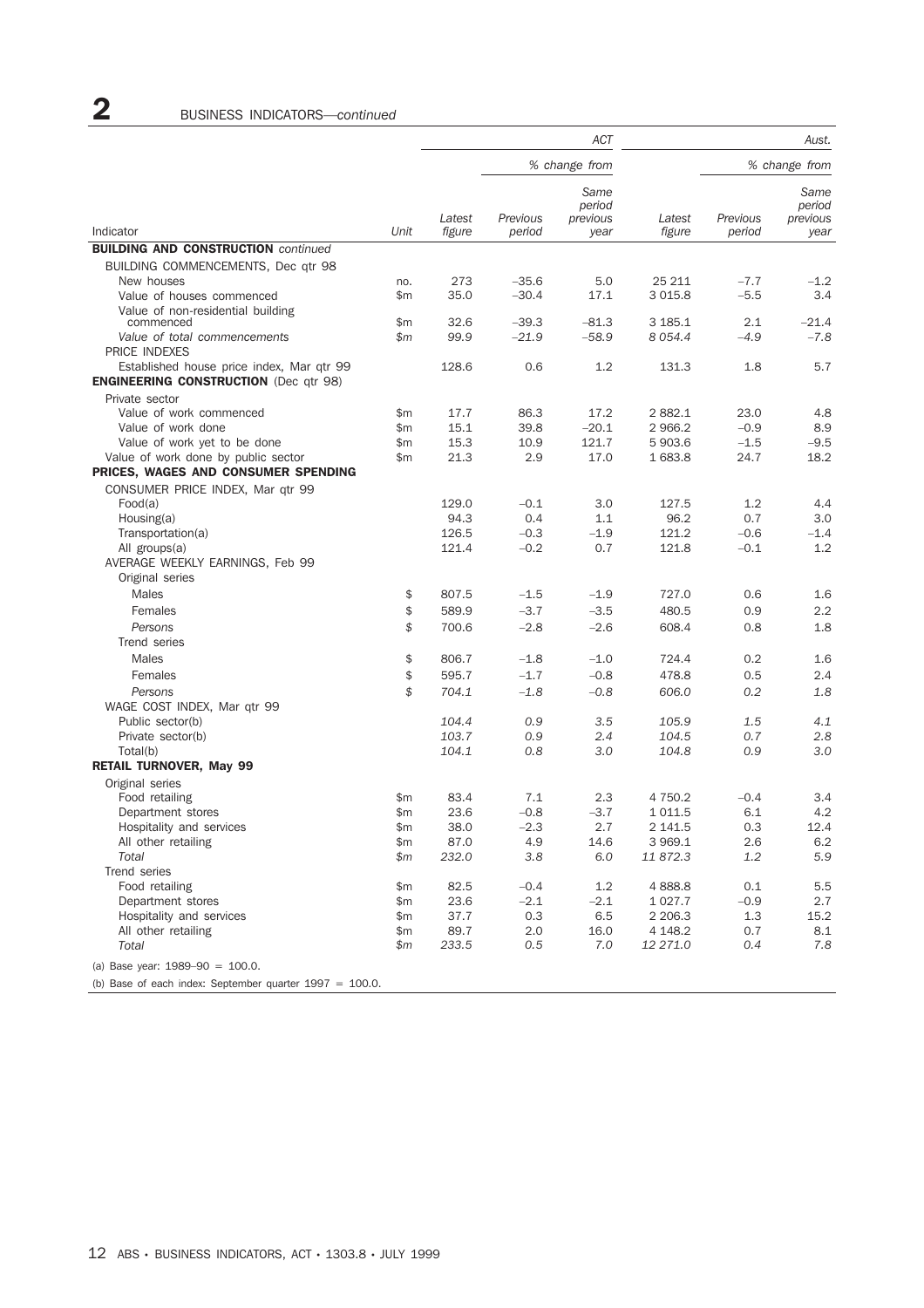# 2 BUSINESS INDICATORS—*continued*

| | | *ACT* | | | *Aust.* | | |
|---|---|---|---|---|---|---|---|
| | | | *% change from* | | | *% change from* | |
| Indicator | *Unit* | *Latest figure* | *Previous period* | *Same period previous year* | *Latest figure* | *Previous period* | *Same period previous year* |
| **BUILDING AND CONSTRUCTION** *continued* | | | | | | | |
| BUILDING COMMENCEMENTS, Dec qtr 98 | | | | | | | |
| New houses | no. | 273 | –35.6 | 5.0 | 25 211 | –7.7 | –1.2 |
| Value of houses commenced | $m | 35.0 | –30.4 | 17.1 | 3 015.8 | –5.5 | 3.4 |
| Value of non-residential building commenced | $m | 32.6 | –39.3 | –81.3 | 3 185.1 | 2.1 | –21.4 |
| *Value of total commencements* | *$m* | *99.9* | *–21.9* | *–58.9* | *8 054.4* | *–4.9* | *–7.8* |
| PRICE INDEXES | | | | | | | |
| Established house price index, Mar qtr 99 | | 128.6 | 0.6 | 1.2 | 131.3 | 1.8 | 5.7 |
| **ENGINEERING CONSTRUCTION** (Dec qtr 98) | | | | | | | |
| Private sector | | | | | | | |
| Value of work commenced | $m | 17.7 | 86.3 | 17.2 | 2 882.1 | 23.0 | 4.8 |
| Value of work done | $m | 15.1 | 39.8 | –20.1 | 2 966.2 | –0.9 | 8.9 |
| Value of work yet to be done | $m | 15.3 | 10.9 | 121.7 | 5 903.6 | –1.5 | –9.5 |
| Value of work done by public sector | $m | 21.3 | 2.9 | 17.0 | 1 683.8 | 24.7 | 18.2 |
| **PRICES, WAGES AND CONSUMER SPENDING** | | | | | | | |
| CONSUMER PRICE INDEX, Mar qtr 99 | | | | | | | |
| Food(a) | | 129.0 | –0.1 | 3.0 | 127.5 | 1.2 | 4.4 |
| Housing(a) | | 94.3 | 0.4 | 1.1 | 96.2 | 0.7 | 3.0 |
| Transportation(a) | | 126.5 | –0.3 | –1.9 | 121.2 | –0.6 | –1.4 |
| All groups(a) | | 121.4 | –0.2 | 0.7 | 121.8 | –0.1 | 1.2 |
| AVERAGE WEEKLY EARNINGS, Feb 99 | | | | | | | |
| Original series | | | | | | | |
| Males | $ | 807.5 | –1.5 | –1.9 | 727.0 | 0.6 | 1.6 |
| Females | $ | 589.9 | –3.7 | –3.5 | 480.5 | 0.9 | 2.2 |
| *Persons* | *$* | *700.6* | *–2.8* | *–2.6* | *608.4* | *0.8* | *1.8* |
| Trend series | | | | | | | |
| Males | $ | 806.7 | –1.8 | –1.0 | 724.4 | 0.2 | 1.6 |
| Females | $ | 595.7 | –1.7 | –0.8 | 478.8 | 0.5 | 2.4 |
| *Persons* | *$* | *704.1* | *–1.8* | *–0.8* | *606.0* | *0.2* | *1.8* |
| WAGE COST INDEX, Mar qtr 99 | | | | | | | |
| Public sector(b) | | *104.4* | *0.9* | *3.5* | *105.9* | *1.5* | *4.1* |
| Private sector(b) | | *103.7* | *0.9* | *2.4* | *104.5* | *0.7* | *2.8* |
| Total(b) | | *104.1* | *0.8* | *3.0* | *104.8* | *0.9* | *3.0* |
| **RETAIL TURNOVER, May 99** | | | | | | | |
| Original series | | | | | | | |
| Food retailing | $m | 83.4 | 7.1 | 2.3 | 4 750.2 | –0.4 | 3.4 |
| Department stores | $m | 23.6 | –0.8 | –3.7 | 1 011.5 | 6.1 | 4.2 |
| Hospitality and services | $m | 38.0 | –2.3 | 2.7 | 2 141.5 | 0.3 | 12.4 |
| All other retailing | $m | 87.0 | 4.9 | 14.6 | 3 969.1 | 2.6 | 6.2 |
| *Total* | *$m* | *232.0* | *3.8* | *6.0* | *11 872.3* | *1.2* | *5.9* |
| Trend series | | | | | | | |
| Food retailing | $m | 82.5 | –0.4 | 1.2 | 4 888.8 | 0.1 | 5.5 |
| Department stores | $m | 23.6 | –2.1 | –2.1 | 1 027.7 | –0.9 | 2.7 |
| Hospitality and services | $m | 37.7 | 0.3 | 6.5 | 2 206.3 | 1.3 | 15.2 |
| All other retailing | $m | 89.7 | 2.0 | 16.0 | 4 148.2 | 0.7 | 8.1 |
| *Total* | *$m* | *233.5* | *0.5* | *7.0* | *12 271.0* | *0.4* | *7.8* |

(a) Base year: 1989–90 = 100.0.

(b) Base of each index: September quarter 1997 = 100.0.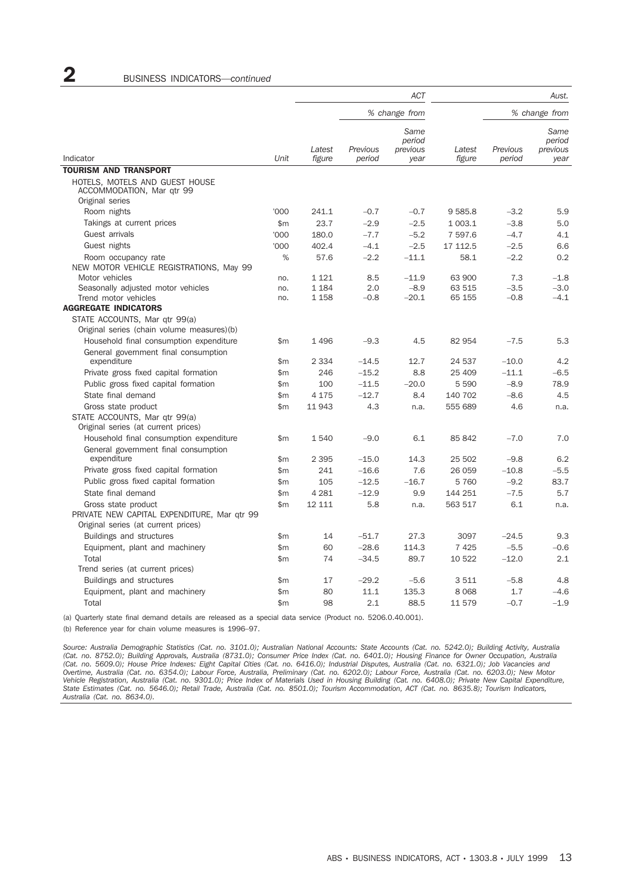## 2 BUSINESS INDICATORS—*continued*

| | | ACT | | | Aust. | | |
|---|---|---|---|---|---|---|---|
| | | | % change from | | | % change from | |
| Indicator | Unit | Latest figure | Previous period | Same period previous year | Latest figure | Previous period | Same period previous year |
| **TOURISM AND TRANSPORT** | | | | | | | |
| HOTELS, MOTELS AND GUEST HOUSE ACCOMMODATION, Mar qtr 99 | | | | | | | |
| Original series | | | | | | | |
| Room nights | '000 | 241.1 | –0.7 | –0.7 | 9 585.8 | –3.2 | 5.9 |
| Takings at current prices | $m | 23.7 | –2.9 | –2.5 | 1 003.1 | –3.8 | 5.0 |
| Guest arrivals | '000 | 180.0 | –7.7 | –5.2 | 7 597.6 | –4.7 | 4.1 |
| Guest nights | '000 | 402.4 | –4.1 | –2.5 | 17 112.5 | –2.5 | 6.6 |
| Room occupancy rate | % | 57.6 | –2.2 | –11.1 | 58.1 | –2.2 | 0.2 |
| NEW MOTOR VEHICLE REGISTRATIONS, May 99 | | | | | | | |
| Motor vehicles | no. | 1 121 | 8.5 | –11.9 | 63 900 | 7.3 | –1.8 |
| Seasonally adjusted motor vehicles | no. | 1 184 | 2.0 | –8.9 | 63 515 | –3.5 | –3.0 |
| Trend motor vehicles | no. | 1 158 | –0.8 | –20.1 | 65 155 | –0.8 | –4.1 |
| **AGGREGATE INDICATORS** | | | | | | | |
| STATE ACCOUNTS, Mar qtr 99(a) | | | | | | | |
| Original series (chain volume measures)(b) | | | | | | | |
| Household final consumption expenditure | $m | 1 496 | –9.3 | 4.5 | 82 954 | –7.5 | 5.3 |
| General government final consumption expenditure | $m | 2 334 | –14.5 | 12.7 | 24 537 | –10.0 | 4.2 |
| Private gross fixed capital formation | $m | 246 | –15.2 | 8.8 | 25 409 | –11.1 | –6.5 |
| Public gross fixed capital formation | $m | 100 | –11.5 | –20.0 | 5 590 | –8.9 | 78.9 |
| State final demand | $m | 4 175 | –12.7 | 8.4 | 140 702 | –8.6 | 4.5 |
| Gross state product | $m | 11 943 | 4.3 | n.a. | 555 689 | 4.6 | n.a. |
| STATE ACCOUNTS, Mar qtr 99(a) | | | | | | | |
| Original series (at current prices) | | | | | | | |
| Household final consumption expenditure | $m | 1 540 | –9.0 | 6.1 | 85 842 | –7.0 | 7.0 |
| General government final consumption expenditure | $m | 2 395 | –15.0 | 14.3 | 25 502 | –9.8 | 6.2 |
| Private gross fixed capital formation | $m | 241 | –16.6 | 7.6 | 26 059 | –10.8 | –5.5 |
| Public gross fixed capital formation | $m | 105 | –12.5 | –16.7 | 5 760 | –9.2 | 83.7 |
| State final demand | $m | 4 281 | –12.9 | 9.9 | 144 251 | –7.5 | 5.7 |
| Gross state product | $m | 12 111 | 5.8 | n.a. | 563 517 | 6.1 | n.a. |
| PRIVATE NEW CAPITAL EXPENDITURE, Mar qtr 99 | | | | | | | |
| Original series (at current prices) | | | | | | | |
| Buildings and structures | $m | 14 | –51.7 | 27.3 | 3097 | –24.5 | 9.3 |
| Equipment, plant and machinery | $m | 60 | –28.6 | 114.3 | 7 425 | –5.5 | –0.6 |
| Total | $m | 74 | –34.5 | 89.7 | 10 522 | –12.0 | 2.1 |
| Trend series (at current prices) | | | | | | | |
| Buildings and structures | $m | 17 | –29.2 | –5.6 | 3 511 | –5.8 | 4.8 |
| Equipment, plant and machinery | $m | 80 | 11.1 | 135.3 | 8 068 | 1.7 | –4.6 |
| Total | $m | 98 | 2.1 | 88.5 | 11 579 | –0.7 | –1.9 |

(a) Quarterly state final demand details are released as a special data service (Product no. 5206.0.40.001).

(b) Reference year for chain volume measures is 1996–97.

*Source: Australia Demographic Statistics (Cat. no. 3101.0); Australian National Accounts: State Accounts (Cat. no. 5242.0); Building Activity, Australia (Cat. no. 8752.0); Building Approvals, Australia (8731.0); Consumer Price Index (Cat. no. 6401.0); Housing Finance for Owner Occupation, Australia (Cat. no. 5609.0); House Price Indexes: Eight Capital Cities (Cat. no. 6416.0); Industrial Disputes, Australia (Cat. no. 6321.0); Job Vacancies and Overtime, Australia (Cat. no. 6354.0); Labour Force, Australia, Preliminary (Cat. no. 6202.0); Labour Force, Australia (Cat. no. 6203.0); New Motor Vehicle Registration, Australia (Cat. no. 9301.0); Price Index of Materials Used in Housing Building (Cat. no. 6408.0); Private New Capital Expenditure, State Estimates (Cat. no. 5646.0); Retail Trade, Australia (Cat. no. 8501.0); Tourism Accommodation, ACT (Cat. no. 8635.8); Tourism Indicators, Australia (Cat. no. 8634.0).*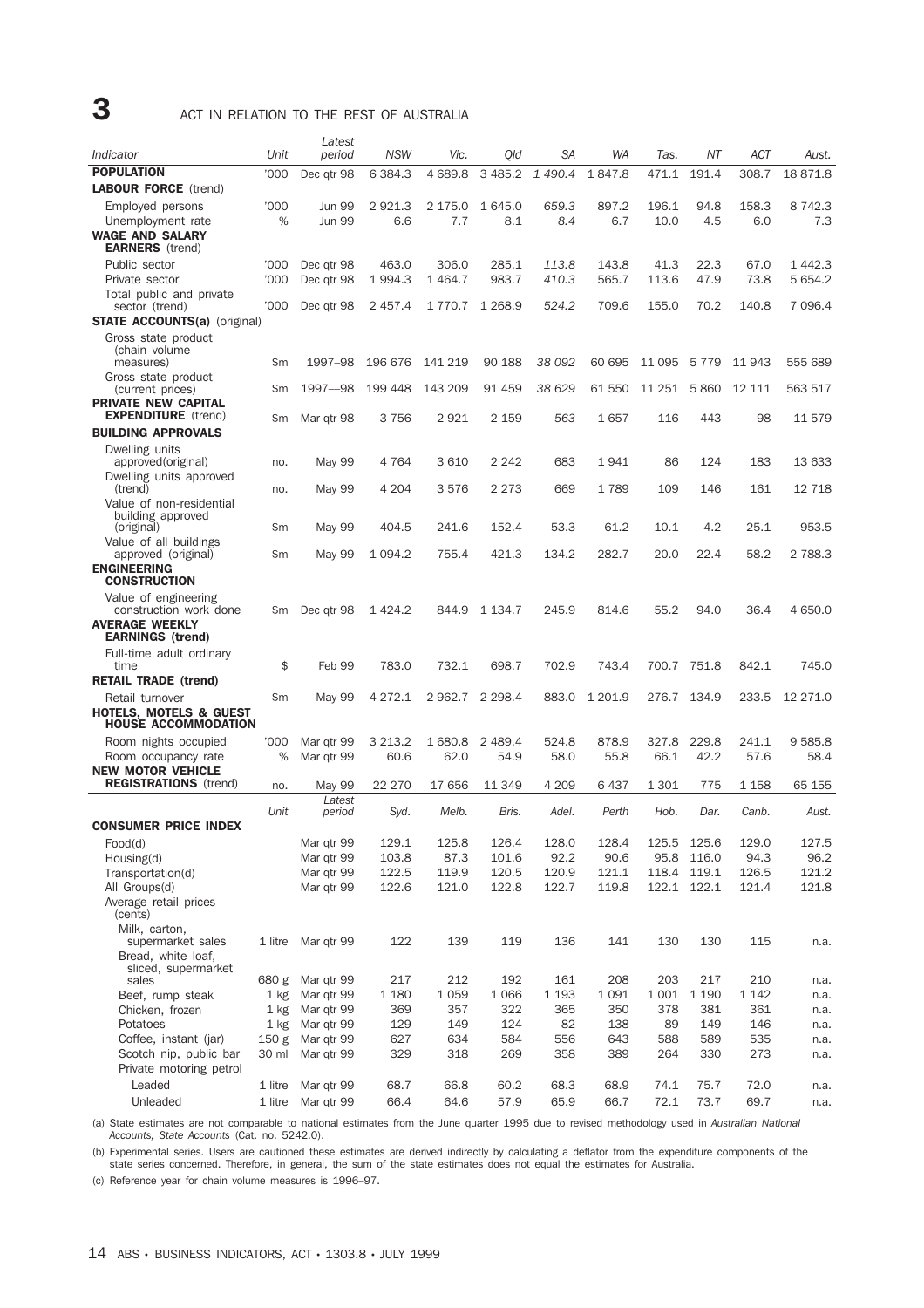# 3 ACT IN RELATION TO THE REST OF AUSTRALIA

| Indicator | Unit | Latest period | NSW | Vic. | Qld | SA | WA | Tas. | NT | ACT | Aust. |
|---|---|---|---|---|---|---|---|---|---|---|---|
| **POPULATION** | '000 | Dec qtr 98 | 6 384.3 | 4 689.8 | 3 485.2 | *1 490.4* | 1 847.8 | 471.1 | 191.4 | 308.7 | 18 871.8 |
| **LABOUR FORCE** (trend) | | | | | | | | | | | |
| Employed persons | '000 | Jun 99 | 2 921.3 | 2 175.0 | 1 645.0 | *659.3* | 897.2 | 196.1 | 94.8 | 158.3 | 8 742.3 |
| Unemployment rate | % | Jun 99 | 6.6 | 7.7 | 8.1 | *8.4* | 6.7 | 10.0 | 4.5 | 6.0 | 7.3 |
| **WAGE AND SALARY EARNERS** (trend) | | | | | | | | | | | |
| Public sector | '000 | Dec qtr 98 | 463.0 | 306.0 | 285.1 | *113.8* | 143.8 | 41.3 | 22.3 | 67.0 | 1 442.3 |
| Private sector | '000 | Dec qtr 98 | 1 994.3 | 1 464.7 | 983.7 | *410.3* | 565.7 | 113.6 | 47.9 | 73.8 | 5 654.2 |
| Total public and private sector (trend) | '000 | Dec qtr 98 | 2 457.4 | 1 770.7 | 1 268.9 | *524.2* | 709.6 | 155.0 | 70.2 | 140.8 | 7 096.4 |
| **STATE ACCOUNTS(a)** (original) | | | | | | | | | | | |
| Gross state product (chain volume measures) | $m | 1997–98 | 196 676 | 141 219 | 90 188 | *38 092* | 60 695 | 11 095 | 5 779 | 11 943 | 555 689 |
| Gross state product (current prices) | $m | 1997—98 | 199 448 | 143 209 | 91 459 | *38 629* | 61 550 | 11 251 | 5 860 | 12 111 | 563 517 |
| **PRIVATE NEW CAPITAL EXPENDITURE** (trend) | $m | Mar qtr 98 | 3 756 | 2 921 | 2 159 | *563* | 1 657 | 116 | 443 | 98 | 11 579 |
| **BUILDING APPROVALS** | | | | | | | | | | | |
| Dwelling units approved(original) | no. | May 99 | 4 764 | 3 610 | 2 242 | 683 | 1 941 | 86 | 124 | 183 | 13 633 |
| Dwelling units approved (trend) | no. | May 99 | 4 204 | 3 576 | 2 273 | 669 | 1 789 | 109 | 146 | 161 | 12 718 |
| Value of non-residential building approved (original) | $m | May 99 | 404.5 | 241.6 | 152.4 | 53.3 | 61.2 | 10.1 | 4.2 | 25.1 | 953.5 |
| Value of all buildings approved (original) | $m | May 99 | 1 094.2 | 755.4 | 421.3 | 134.2 | 282.7 | 20.0 | 22.4 | 58.2 | 2 788.3 |
| **ENGINEERING CONSTRUCTION** | | | | | | | | | | | |
| Value of engineering construction work done | $m | Dec qtr 98 | 1 424.2 | 844.9 | 1 134.7 | 245.9 | 814.6 | 55.2 | 94.0 | 36.4 | 4 650.0 |
| **AVERAGE WEEKLY EARNINGS (trend)** | | | | | | | | | | | |
| Full-time adult ordinary time | $ | Feb 99 | 783.0 | 732.1 | 698.7 | 702.9 | 743.4 | 700.7 | 751.8 | 842.1 | 745.0 |
| **RETAIL TRADE (trend)** | | | | | | | | | | | |
| Retail turnover | $m | May 99 | 4 272.1 | 2 962.7 | 2 298.4 | 883.0 | 1 201.9 | 276.7 | 134.9 | 233.5 | 12 271.0 |
| **HOTELS, MOTELS & GUEST HOUSE ACCOMMODATION** | | | | | | | | | | | |
| Room nights occupied | '000 | Mar qtr 99 | 3 213.2 | 1 680.8 | 2 489.4 | 524.8 | 878.9 | 327.8 | 229.8 | 241.1 | 9 585.8 |
| Room occupancy rate | % | Mar qtr 99 | 60.6 | 62.0 | 54.9 | 58.0 | 55.8 | 66.1 | 42.2 | 57.6 | 58.4 |
| **NEW MOTOR VEHICLE REGISTRATIONS** (trend) | no. | May 99 | 22 270 | 17 656 | 11 349 | 4 209 | 6 437 | 1 301 | 775 | 1 158 | 65 155 |
| | **Unit** | **Latest period** | **Syd.** | **Melb.** | **Bris.** | **Adel.** | **Perth** | **Hob.** | **Dar.** | **Canb.** | **Aust.** |
| **CONSUMER PRICE INDEX** | | | | | | | | | | | |
| Food(d) | | Mar qtr 99 | 129.1 | 125.8 | 126.4 | 128.0 | 128.4 | 125.5 | 125.6 | 129.0 | 127.5 |
| Housing(d) | | Mar qtr 99 | 103.8 | 87.3 | 101.6 | 92.2 | 90.6 | 95.8 | 116.0 | 94.3 | 96.2 |
| Transportation(d) | | Mar qtr 99 | 122.5 | 119.9 | 120.5 | 120.9 | 121.1 | 118.4 | 119.1 | 126.5 | 121.2 |
| All Groups(d) | | Mar qtr 99 | 122.6 | 121.0 | 122.8 | 122.7 | 119.8 | 122.1 | 122.1 | 121.4 | 121.8 |
| Average retail prices (cents) | | | | | | | | | | | |
| Milk, carton, supermarket sales | 1 litre | Mar qtr 99 | 122 | 139 | 119 | 136 | 141 | 130 | 130 | 115 | n.a. |
| Bread, white loaf, sliced, supermarket sales | 680 g | Mar qtr 99 | 217 | 212 | 192 | 161 | 208 | 203 | 217 | 210 | n.a. |
| Beef, rump steak | 1 kg | Mar qtr 99 | 1 180 | 1 059 | 1 066 | 1 193 | 1 091 | 1 001 | 1 190 | 1 142 | n.a. |
| Chicken, frozen | 1 kg | Mar qtr 99 | 369 | 357 | 322 | 365 | 350 | 378 | 381 | 361 | n.a. |
| Potatoes | 1 kg | Mar qtr 99 | 129 | 149 | 124 | 82 | 138 | 89 | 149 | 146 | n.a. |
| Coffee, instant (jar) | 150 g | Mar qtr 99 | 627 | 634 | 584 | 556 | 643 | 588 | 589 | 535 | n.a. |
| Scotch nip, public bar | 30 ml | Mar qtr 99 | 329 | 318 | 269 | 358 | 389 | 264 | 330 | 273 | n.a. |
| Private motoring petrol | | | | | | | | | | | |
| Leaded | 1 litre | Mar qtr 99 | 68.7 | 66.8 | 60.2 | 68.3 | 68.9 | 74.1 | 75.7 | 72.0 | n.a. |
| Unleaded | 1 litre | Mar qtr 99 | 66.4 | 64.6 | 57.9 | 65.9 | 66.7 | 72.1 | 73.7 | 69.7 | n.a. |

(a) State estimates are not comparable to national estimates from the June quarter 1995 due to revised methodology used in *Australian National Accounts, State Accounts* (Cat. no. 5242.0).

(b) Experimental series. Users are cautioned these estimates are derived indirectly by calculating a deflator from the expenditure components of the state series concerned. Therefore, in general, the sum of the state estimates does not equal the estimates for Australia.

(c) Reference year for chain volume measures is 1996–97.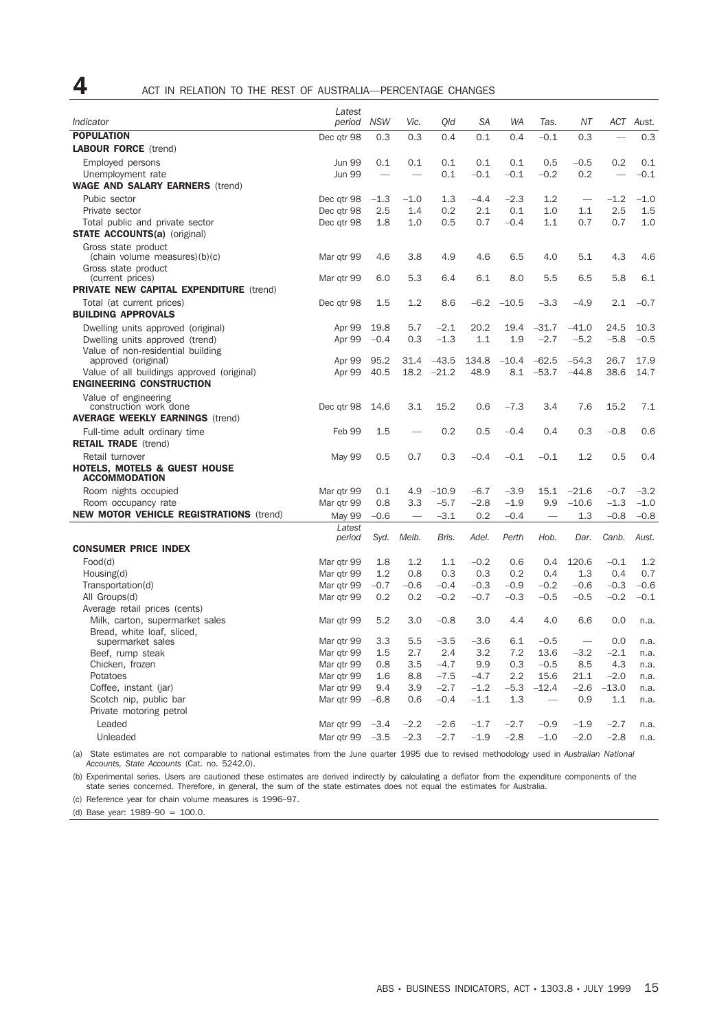# 4 ACT IN RELATION TO THE REST OF AUSTRALIA—PERCENTAGE CHANGES

| Indicator | Latest period | NSW | Vic. | Qld | SA | WA | Tas. | NT | ACT | Aust. |
|---|---|---|---|---|---|---|---|---|---|---|
| **POPULATION** | Dec qtr 98 | 0.3 | 0.3 | 0.4 | 0.1 | 0.4 | −0.1 | 0.3 | — | 0.3 |
| **LABOUR FORCE** (trend) | | | | | | | | | | |
| Employed persons | Jun 99 | 0.1 | 0.1 | 0.1 | 0.1 | 0.1 | 0.5 | −0.5 | 0.2 | 0.1 |
| Unemployment rate | Jun 99 | — | — | 0.1 | −0.1 | −0.1 | −0.2 | 0.2 | — | −0.1 |
| **WAGE AND SALARY EARNERS** (trend) | | | | | | | | | | |
| Pubic sector | Dec qtr 98 | −1.3 | −1.0 | 1.3 | −4.4 | −2.3 | 1.2 | — | −1.2 | −1.0 |
| Private sector | Dec qtr 98 | 2.5 | 1.4 | 0.2 | 2.1 | 0.1 | 1.0 | 1.1 | 2.5 | 1.5 |
| Total public and private sector | Dec qtr 98 | 1.8 | 1.0 | 0.5 | 0.7 | −0.4 | 1.1 | 0.7 | 0.7 | 1.0 |
| **STATE ACCOUNTS(a)** (original) | | | | | | | | | | |
| Gross state product (chain volume measures)(b)(c) | Mar qtr 99 | 4.6 | 3.8 | 4.9 | 4.6 | 6.5 | 4.0 | 5.1 | 4.3 | 4.6 |
| Gross state product (current prices) | Mar qtr 99 | 6.0 | 5.3 | 6.4 | 6.1 | 8.0 | 5.5 | 6.5 | 5.8 | 6.1 |
| **PRIVATE NEW CAPITAL EXPENDITURE** (trend) | | | | | | | | | | |
| Total (at current prices) | Dec qtr 98 | 1.5 | 1.2 | 8.6 | −6.2 | −10.5 | −3.3 | −4.9 | 2.1 | −0.7 |
| **BUILDING APPROVALS** | | | | | | | | | | |
| Dwelling units approved (original) | Apr 99 | 19.8 | 5.7 | −2.1 | 20.2 | 19.4 | −31.7 | −41.0 | 24.5 | 10.3 |
| Dwelling units approved (trend) | Apr 99 | −0.4 | 0.3 | −1.3 | 1.1 | 1.9 | −2.7 | −5.2 | −5.8 | −0.5 |
| Value of non-residential building approved (original) | Apr 99 | 95.2 | 31.4 | −43.5 | 134.8 | −10.4 | −62.5 | −54.3 | 26.7 | 17.9 |
| Value of all buildings approved (original) | Apr 99 | 40.5 | 18.2 | −21.2 | 48.9 | 8.1 | −53.7 | −44.8 | 38.6 | 14.7 |
| **ENGINEERING CONSTRUCTION** | | | | | | | | | | |
| Value of engineering construction work done | Dec qtr 98 | 14.6 | 3.1 | 15.2 | 0.6 | −7.3 | 3.4 | 7.6 | 15.2 | 7.1 |
| **AVERAGE WEEKLY EARNINGS** (trend) | | | | | | | | | | |
| Full-time adult ordinary time | Feb 99 | 1.5 | — | 0.2 | 0.5 | −0.4 | 0.4 | 0.3 | −0.8 | 0.6 |
| **RETAIL TRADE** (trend) | | | | | | | | | | |
| Retail turnover | May 99 | 0.5 | 0.7 | 0.3 | −0.4 | −0.1 | −0.1 | 1.2 | 0.5 | 0.4 |
| **HOTELS, MOTELS & GUEST HOUSE ACCOMMODATION** | | | | | | | | | | |
| Room nights occupied | Mar qtr 99 | 0.1 | 4.9 | −10.9 | −6.7 | −3.9 | 15.1 | −21.6 | −0.7 | −3.2 |
| Room occupancy rate | Mar qtr 99 | 0.8 | 3.3 | −5.7 | −2.8 | −1.9 | 9.9 | −10.6 | −1.3 | −1.0 |
| **NEW MOTOR VEHICLE REGISTRATIONS** (trend) | May 99 | −0.6 | — | −3.1 | 0.2 | −0.4 | — | 1.3 | −0.8 | −0.8 |
| | *Latest period* | *Syd.* | *Melb.* | *Bris.* | *Adel.* | *Perth* | *Hob.* | *Dar.* | *Canb.* | *Aust.* |
| **CONSUMER PRICE INDEX** | | | | | | | | | | |
| Food(d) | Mar qtr 99 | 1.8 | 1.2 | 1.1 | −0.2 | 0.6 | 0.4 | 120.6 | −0.1 | 1.2 |
| Housing(d) | Mar qtr 99 | 1.2 | 0.8 | 0.3 | 0.3 | 0.2 | 0.4 | 1.3 | 0.4 | 0.7 |
| Transportation(d) | Mar qtr 99 | −0.7 | −0.6 | −0.4 | −0.3 | −0.9 | −0.2 | −0.6 | −0.3 | −0.6 |
| All Groups(d) | Mar qtr 99 | 0.2 | 0.2 | −0.2 | −0.7 | −0.3 | −0.5 | −0.5 | −0.2 | −0.1 |
| Average retail prices (cents) | | | | | | | | | | |
| Milk, carton, supermarket sales | Mar qtr 99 | 5.2 | 3.0 | −0.8 | 3.0 | 4.4 | 4.0 | 6.6 | 0.0 | n.a. |
| Bread, white loaf, sliced, supermarket sales | Mar qtr 99 | 3.3 | 5.5 | −3.5 | −3.6 | 6.1 | −0.5 | — | 0.0 | n.a. |
| Beef, rump steak | Mar qtr 99 | 1.5 | 2.7 | 2.4 | 3.2 | 7.2 | 13.6 | −3.2 | −2.1 | n.a. |
| Chicken, frozen | Mar qtr 99 | 0.8 | 3.5 | −4.7 | 9.9 | 0.3 | −0.5 | 8.5 | 4.3 | n.a. |
| Potatoes | Mar qtr 99 | 1.6 | 8.8 | −7.5 | −4.7 | 2.2 | 15.6 | 21.1 | −2.0 | n.a. |
| Coffee, instant (jar) | Mar qtr 99 | 9.4 | 3.9 | −2.7 | −1.2 | −5.3 | −12.4 | −2.6 | −13.0 | n.a. |
| Scotch nip, public bar | Mar qtr 99 | −6.8 | 0.6 | −0.4 | −1.1 | 1.3 | — | 0.9 | 1.1 | n.a. |
| Private motoring petrol | | | | | | | | | | |
| Leaded | Mar qtr 99 | −3.4 | −2.2 | −2.6 | −1.7 | −2.7 | −0.9 | −1.9 | −2.7 | n.a. |
| Unleaded | Mar qtr 99 | −3.5 | −2.3 | −2.7 | −1.9 | −2.8 | −1.0 | −2.0 | −2.8 | n.a. |

(a) State estimates are not comparable to national estimates from the June quarter 1995 due to revised methodology used in *Australian National Accounts, State Accounts* (Cat. no. 5242.0).

(b) Experimental series. Users are cautioned these estimates are derived indirectly by calculating a deflator from the expenditure components of the state series concerned. Therefore, in general, the sum of the state estimates does not equal the estimates for Australia.

(c) Reference year for chain volume measures is 1996–97.

(d) Base year: 1989–90 = 100.0.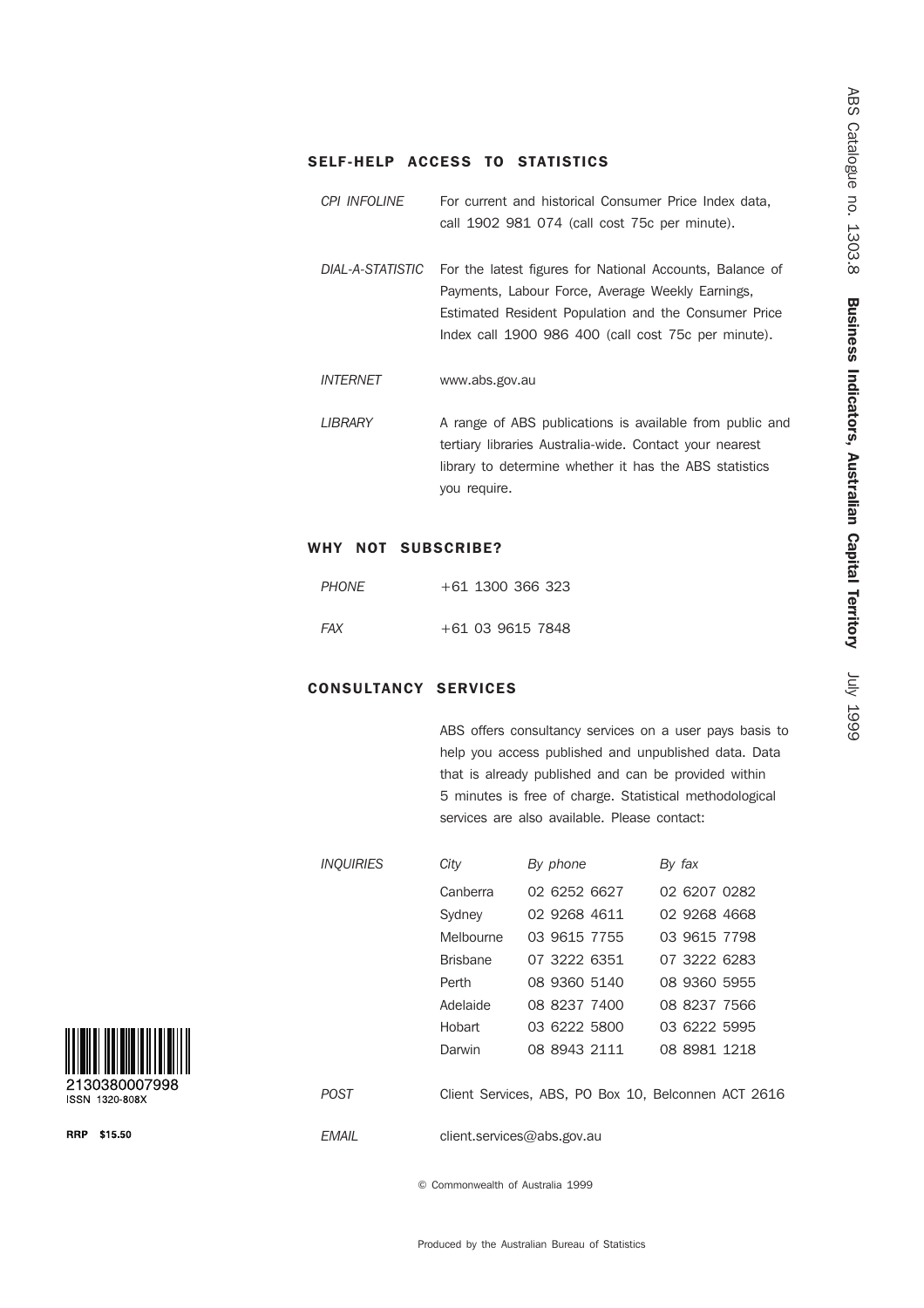## SELF-HELP ACCESS TO STATISTICS

*CPI INFOLINE* — For current and historical Consumer Price Index data, call 1902 981 074 (call cost 75c per minute).

*DIAL-A-STATISTIC* — For the latest figures for National Accounts, Balance of Payments, Labour Force, Average Weekly Earnings, Estimated Resident Population and the Consumer Price Index call 1900 986 400 (call cost 75c per minute).

*INTERNET* — www.abs.gov.au

*LIBRARY* — A range of ABS publications is available from public and tertiary libraries Australia-wide. Contact your nearest library to determine whether it has the ABS statistics you require.

## WHY NOT SUBSCRIBE?

*PHONE* — +61 1300 366 323

*FAX* — +61 03 9615 7848

## CONSULTANCY SERVICES

ABS offers consultancy services on a user pays basis to help you access published and unpublished data. Data that is already published and can be provided within 5 minutes is free of charge. Statistical methodological services are also available. Please contact:

*INQUIRIES*

| *City* | *By phone* | *By fax* |
|---|---|---|
| Canberra | 02 6252 6627 | 02 6207 0282 |
| Sydney | 02 9268 4611 | 02 9268 4668 |
| Melbourne | 03 9615 7755 | 03 9615 7798 |
| Brisbane | 07 3222 6351 | 07 3222 6283 |
| Perth | 08 9360 5140 | 08 9360 5955 |
| Adelaide | 08 8237 7400 | 08 8237 7566 |
| Hobart | 03 6222 5800 | 03 6222 5995 |
| Darwin | 08 8943 2111 | 08 8981 1218 |

*POST* — Client Services, ABS, PO Box 10, Belconnen ACT 2616

*EMAIL* — client.services@abs.gov.au

© Commonwealth of Australia 1999

Produced by the Australian Bureau of Statistics

2130380007998

ISSN 1320-808X

**RRP $15.50**

ABS Catalogue no. 1303.8 **Business Indicators, Australian Capital Territory** July 1999